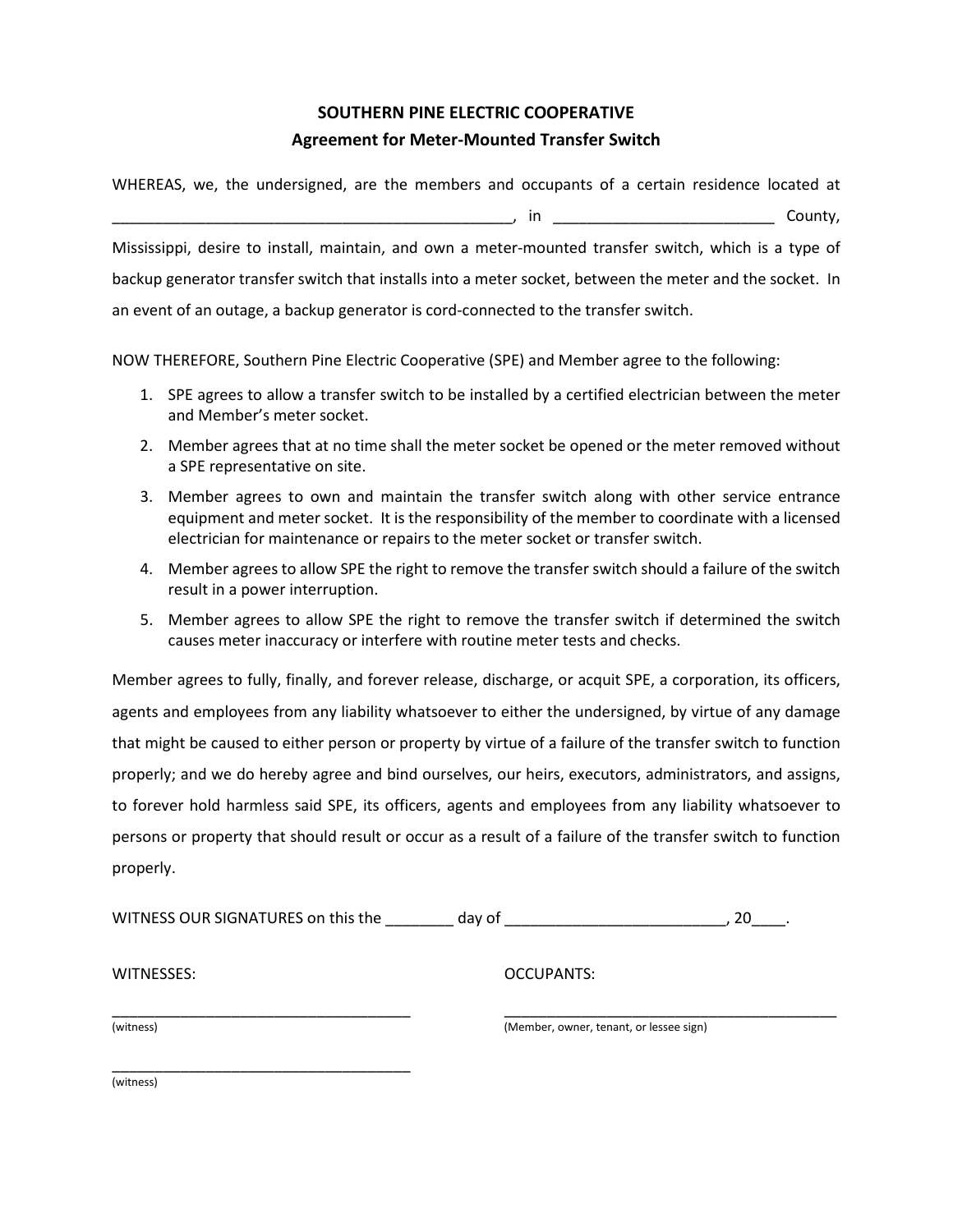# SOUTHERN PINE ELECTRIC COOPERATIVE

## Agreement for Meter-Mounted Transfer Switch

WHEREAS, we, the undersigned, are the members and occupants of a certain residence located at _______________________________________________, in _________________________ County, Mississippi, desire to install, maintain, and own a meter-mounted transfer switch, which is a type of backup generator transfer switch that installs into a meter socket, between the meter and the socket. In an event of an outage, a backup generator is cord-connected to the transfer switch.

NOW THEREFORE, Southern Pine Electric Cooperative (SPE) and Member agree to the following:

1. SPE agrees to allow a transfer switch to be installed by a certified electrician between the meter and Member's meter socket.
2. Member agrees that at no time shall the meter socket be opened or the meter removed without a SPE representative on site.
3. Member agrees to own and maintain the transfer switch along with other service entrance equipment and meter socket. It is the responsibility of the member to coordinate with a licensed electrician for maintenance or repairs to the meter socket or transfer switch.
4. Member agrees to allow SPE the right to remove the transfer switch should a failure of the switch result in a power interruption.
5. Member agrees to allow SPE the right to remove the transfer switch if determined the switch causes meter inaccuracy or interfere with routine meter tests and checks.

Member agrees to fully, finally, and forever release, discharge, or acquit SPE, a corporation, its officers, agents and employees from any liability whatsoever to either the undersigned, by virtue of any damage that might be caused to either person or property by virtue of a failure of the transfer switch to function properly; and we do hereby agree and bind ourselves, our heirs, executors, administrators, and assigns, to forever hold harmless said SPE, its officers, agents and employees from any liability whatsoever to persons or property that should result or occur as a result of a failure of the transfer switch to function properly.

WITNESS OUR SIGNATURES on this the ________ day of _________________________, 20____.

WITNESSES:

_____________________________________
(witness)

_____________________________________
(witness)

OCCUPANTS:

_____________________________________________
(Member, owner, tenant, or lessee sign)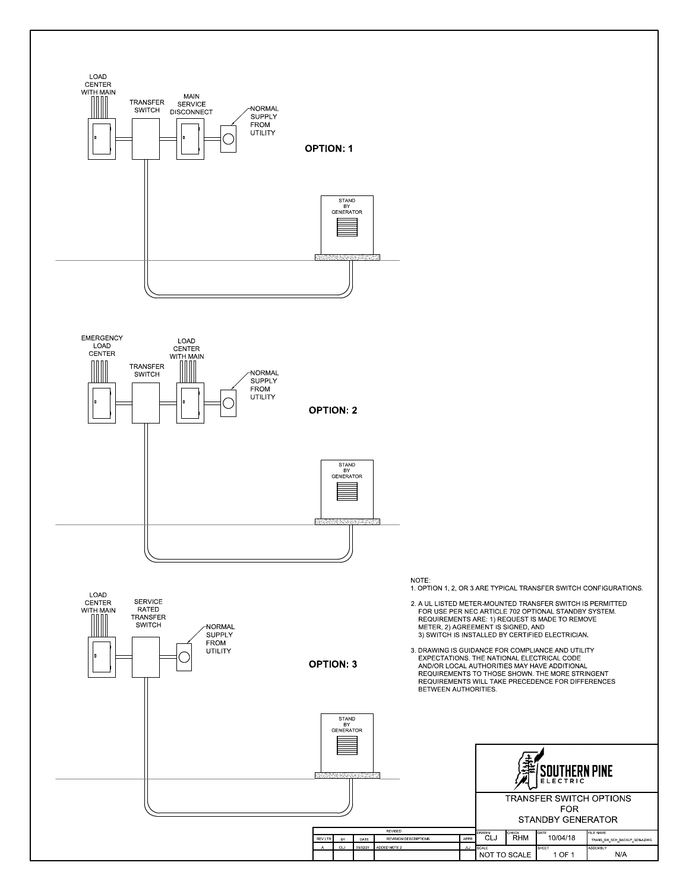LOAD CENTER WITH MAIN

TRANSFER SWITCH

MAIN SERVICE DISCONNECT

NORMAL SUPPLY FROM UTILITY

**OPTION: 1**

STAND BY GENERATOR

EMERGENCY LOAD CENTER

TRANSFER SWITCH

LOAD CENTER WITH MAIN

NORMAL SUPPLY FROM UTILITY

**OPTION: 2**

STAND BY GENERATOR

LOAD CENTER WITH MAIN

SERVICE RATED TRANSFER SWITCH

NORMAL SUPPLY FROM UTILITY

**OPTION: 3**

STAND BY GENERATOR

NOTE:

1. OPTION 1, 2, OR 3 ARE TYPICAL TRANSFER SWITCH CONFIGURATIONS.
2. A UL LISTED METER-MOUNTED TRANSFER SWITCH IS PERMITTED FOR USE PER NEC ARTICLE 702 OPTIONAL STANDBY SYSTEM. REQUIREMENTS ARE: 1) REQUEST IS MADE TO REMOVE METER, 2) AGREEMENT IS SIGNED, AND 3) SWITCH IS INSTALLED BY CERTIFIED ELECTRICIAN.
3. DRAWING IS GUIDANCE FOR COMPLIANCE AND UTILITY EXPECTATIONS. THE NATIONAL ELECTRICAL CODE AND/OR LOCAL AUTHORITIES MAY HAVE ADDITIONAL REQUIREMENTS TO THOSE SHOWN. THE MORE STRINGENT REQUIREMENTS WILL TAKE PRECEDENCE FOR DIFFERENCES BETWEEN AUTHORITIES.

SOUTHERN PINE ELECTRIC

TRANSFER SWITCH OPTIONS FOR STANDBY GENERATOR

| REVISED | | | | |
| --- | --- | --- | --- | --- |
| REV LTR | BY | DATE | REVISION DESCRIPTIONS | APPR |
| A | CLJ | 03/12/21 | ADDED NOTE 2 | JLJ |

| DRAWN | CHECK | DATE | FILE NAME |
| --- | --- | --- | --- |
| CLJ | RHM | 10/04/18 | TRANS_SW_SCH_BACKUP_GEN-A.DWG |
| SCALE | | SHEET | ASSEMBLY |
| NOT TO SCALE | | 1 OF 1 | N/A |